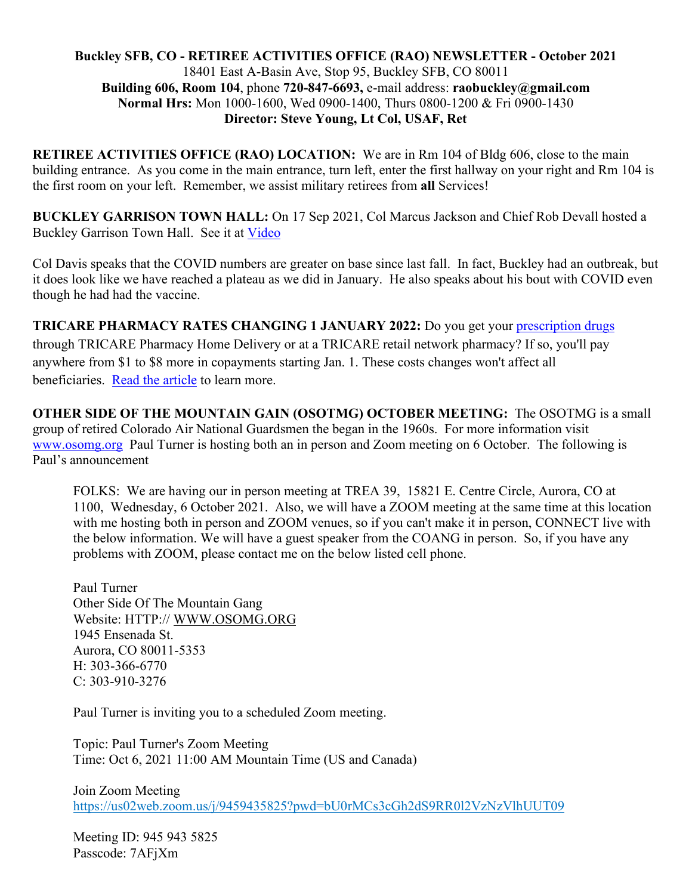**Buckley SFB, CO - RETIREE ACTIVITIES OFFICE (RAO) NEWSLETTER - October 2021**
18401 East A-Basin Ave, Stop 95, Buckley SFB, CO 80011
**Building 606, Room 104**, phone **720-847-6693,** e-mail address: **raobuckley@gmail.com**
**Normal Hrs:** Mon 1000-1600, Wed 0900-1400, Thurs 0800-1200 & Fri 0900-1430
**Director: Steve Young, Lt Col, USAF, Ret**

**RETIREE ACTIVITIES OFFICE (RAO) LOCATION:** We are in Rm 104 of Bldg 606, close to the main building entrance. As you come in the main entrance, turn left, enter the first hallway on your right and Rm 104 is the first room on your left. Remember, we assist military retirees from **all** Services!

**BUCKLEY GARRISON TOWN HALL:** On 17 Sep 2021, Col Marcus Jackson and Chief Rob Devall hosted a Buckley Garrison Town Hall. See it at Video

Col Davis speaks that the COVID numbers are greater on base since last fall. In fact, Buckley had an outbreak, but it does look like we have reached a plateau as we did in January. He also speaks about his bout with COVID even though he had had the vaccine.

**TRICARE PHARMACY RATES CHANGING 1 JANUARY 2022:** Do you get your prescription drugs through TRICARE Pharmacy Home Delivery or at a TRICARE retail network pharmacy? If so, you'll pay anywhere from $1 to $8 more in copayments starting Jan. 1. These costs changes won't affect all beneficiaries. Read the article to learn more.

**OTHER SIDE OF THE MOUNTAIN GAIN (OSOTMG) OCTOBER MEETING:** The OSOTMG is a small group of retired Colorado Air National Guardsmen the began in the 1960s. For more information visit www.osomg.org Paul Turner is hosting both an in person and Zoom meeting on 6 October. The following is Paul's announcement

> FOLKS: We are having our in person meeting at TREA 39, 15821 E. Centre Circle, Aurora, CO at 1100, Wednesday, 6 October 2021. Also, we will have a ZOOM meeting at the same time at this location with me hosting both in person and ZOOM venues, so if you can't make it in person, CONNECT live with the below information. We will have a guest speaker from the COANG in person. So, if you have any problems with ZOOM, please contact me on the below listed cell phone.
>
> Paul Turner
> Other Side Of The Mountain Gang
> Website: HTTP:// WWW.OSOMG.ORG
> 1945 Ensenada St.
> Aurora, CO 80011-5353
> H: 303-366-6770
> C: 303-910-3276
>
> Paul Turner is inviting you to a scheduled Zoom meeting.
>
> Topic: Paul Turner's Zoom Meeting
> Time: Oct 6, 2021 11:00 AM Mountain Time (US and Canada)
>
> Join Zoom Meeting
> https://us02web.zoom.us/j/9459435825?pwd=bU0rMCs3cGh2dS9RR0l2VzNzVlhUUT09
>
> Meeting ID: 945 943 5825
> Passcode: 7AFjXm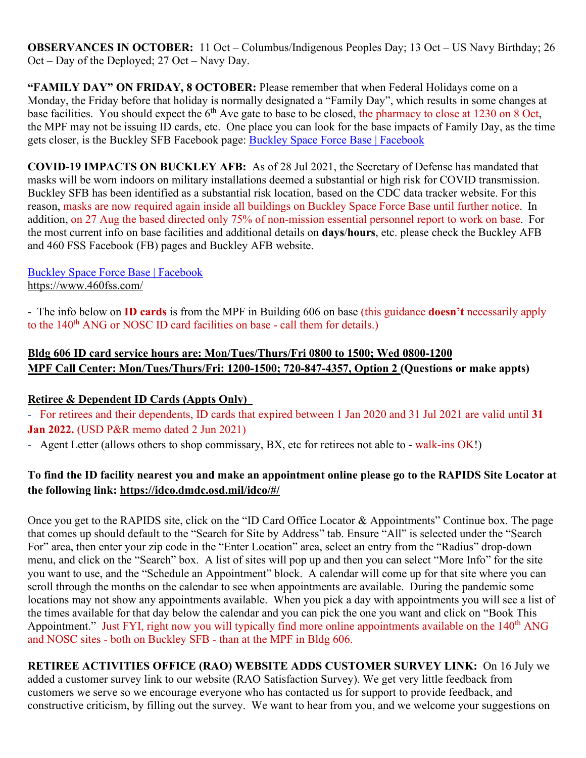**OBSERVANCES IN OCTOBER:** 11 Oct – Columbus/Indigenous Peoples Day; 13 Oct – US Navy Birthday; 26 Oct – Day of the Deployed; 27 Oct – Navy Day.

**"FAMILY DAY" ON FRIDAY, 8 OCTOBER:** Please remember that when Federal Holidays come on a Monday, the Friday before that holiday is normally designated a "Family Day", which results in some changes at base facilities. You should expect the 6th Ave gate to base to be closed, the pharmacy to close at 1230 on 8 Oct, the MPF may not be issuing ID cards, etc. One place you can look for the base impacts of Family Day, as the time gets closer, is the Buckley SFB Facebook page: Buckley Space Force Base | Facebook

**COVID-19 IMPACTS ON BUCKLEY AFB:** As of 28 Jul 2021, the Secretary of Defense has mandated that masks will be worn indoors on military installations deemed a substantial or high risk for COVID transmission. Buckley SFB has been identified as a substantial risk location, based on the CDC data tracker website. For this reason, masks are now required again inside all buildings on Buckley Space Force Base until further notice. In addition, on 27 Aug the based directed only 75% of non-mission essential personnel report to work on base. For the most current info on base facilities and additional details on **days**/**hours**, etc. please check the Buckley AFB and 460 FSS Facebook (FB) pages and Buckley AFB website.

Buckley Space Force Base | Facebook
https://www.460fss.com/

- The info below on **ID cards** is from the MPF in Building 606 on base (this guidance **doesn't** necessarily apply to the 140th ANG or NOSC ID card facilities on base - call them for details.)

**Bldg 606 ID card service hours are: Mon/Tues/Thurs/Fri 0800 to 1500; Wed 0800-1200**
**MPF Call Center: Mon/Tues/Thurs/Fri: 1200-1500; 720-847-4357, Option 2 (Questions or make appts)**

**Retiree & Dependent ID Cards (Appts Only)**

- For retirees and their dependents, ID cards that expired between 1 Jan 2020 and 31 Jul 2021 are valid until **31 Jan 2022.** (USD P&R memo dated 2 Jun 2021)
- Agent Letter (allows others to shop commissary, BX, etc for retirees not able to - walk-ins OK!)

**To find the ID facility nearest you and make an appointment online please go to the RAPIDS Site Locator at the following link: https://idco.dmdc.osd.mil/idco/#/**

Once you get to the RAPIDS site, click on the "ID Card Office Locator & Appointments" Continue box. The page that comes up should default to the "Search for Site by Address" tab. Ensure "All" is selected under the "Search For" area, then enter your zip code in the "Enter Location" area, select an entry from the "Radius" drop-down menu, and click on the "Search" box. A list of sites will pop up and then you can select "More Info" for the site you want to use, and the "Schedule an Appointment" block. A calendar will come up for that site where you can scroll through the months on the calendar to see when appointments are available. During the pandemic some locations may not show any appointments available. When you pick a day with appointments you will see a list of the times available for that day below the calendar and you can pick the one you want and click on "Book This Appointment." Just FYI, right now you will typically find more online appointments available on the 140th ANG and NOSC sites - both on Buckley SFB - than at the MPF in Bldg 606.

**RETIREE ACTIVITIES OFFICE (RAO) WEBSITE ADDS CUSTOMER SURVEY LINK:** On 16 July we added a customer survey link to our website (RAO Satisfaction Survey). We get very little feedback from customers we serve so we encourage everyone who has contacted us for support to provide feedback, and constructive criticism, by filling out the survey. We want to hear from you, and we welcome your suggestions on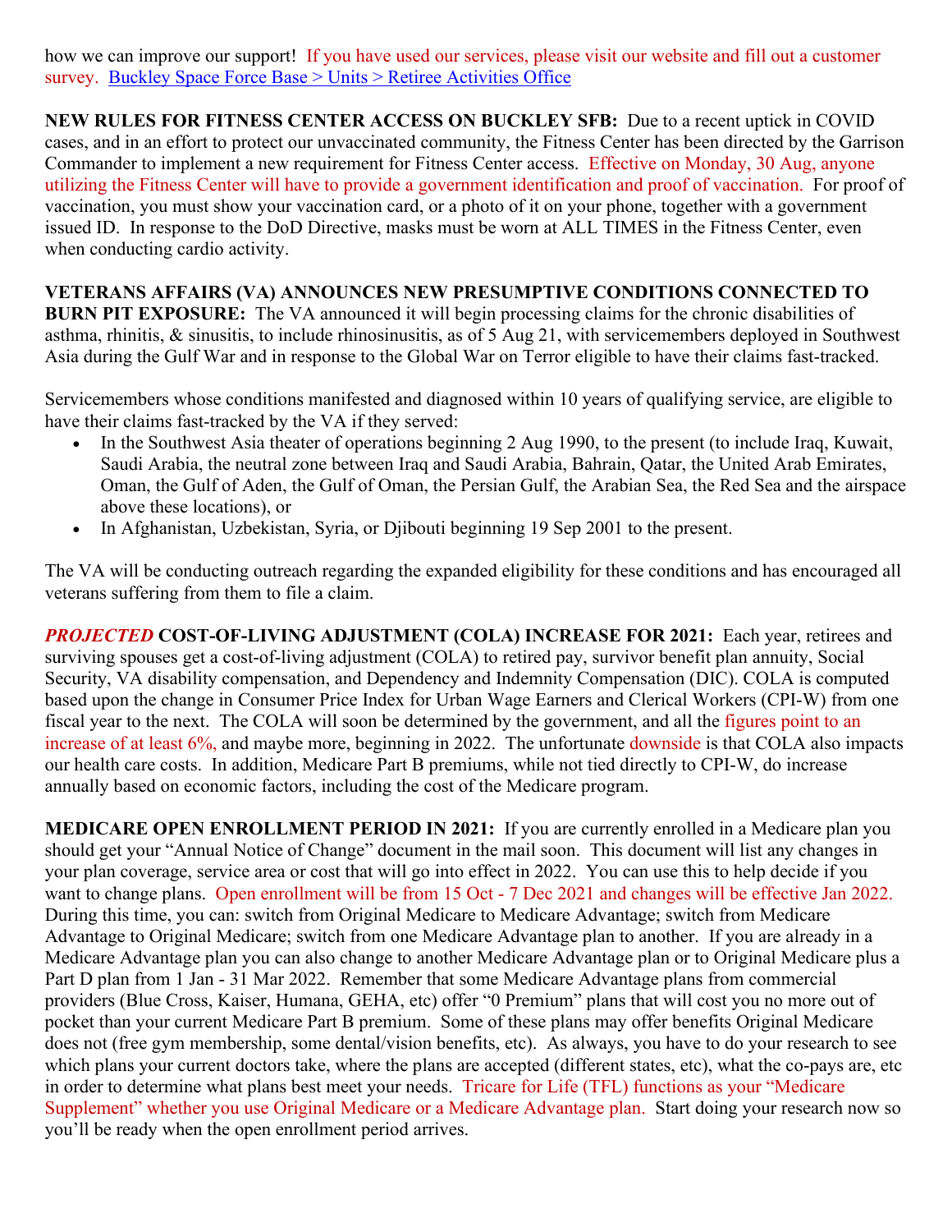how we can improve our support! If you have used our services, please visit our website and fill out a customer survey. [Buckley Space Force Base > Units > Retiree Activities Office]

**NEW RULES FOR FITNESS CENTER ACCESS ON BUCKLEY SFB:** Due to a recent uptick in COVID cases, and in an effort to protect our unvaccinated community, the Fitness Center has been directed by the Garrison Commander to implement a new requirement for Fitness Center access. Effective on Monday, 30 Aug, anyone utilizing the Fitness Center will have to provide a government identification and proof of vaccination. For proof of vaccination, you must show your vaccination card, or a photo of it on your phone, together with a government issued ID. In response to the DoD Directive, masks must be worn at ALL TIMES in the Fitness Center, even when conducting cardio activity.

**VETERANS AFFAIRS (VA) ANNOUNCES NEW PRESUMPTIVE CONDITIONS CONNECTED TO BURN PIT EXPOSURE:** The VA announced it will begin processing claims for the chronic disabilities of asthma, rhinitis, & sinusitis, to include rhinosinusitis, as of 5 Aug 21, with servicemembers deployed in Southwest Asia during the Gulf War and in response to the Global War on Terror eligible to have their claims fast-tracked.

Servicemembers whose conditions manifested and diagnosed within 10 years of qualifying service, are eligible to have their claims fast-tracked by the VA if they served:

- In the Southwest Asia theater of operations beginning 2 Aug 1990, to the present (to include Iraq, Kuwait, Saudi Arabia, the neutral zone between Iraq and Saudi Arabia, Bahrain, Qatar, the United Arab Emirates, Oman, the Gulf of Aden, the Gulf of Oman, the Persian Gulf, the Arabian Sea, the Red Sea and the airspace above these locations), or
- In Afghanistan, Uzbekistan, Syria, or Djibouti beginning 19 Sep 2001 to the present.

The VA will be conducting outreach regarding the expanded eligibility for these conditions and has encouraged all veterans suffering from them to file a claim.

***PROJECTED*** **COST-OF-LIVING ADJUSTMENT (COLA) INCREASE FOR 2021:** Each year, retirees and surviving spouses get a cost-of-living adjustment (COLA) to retired pay, survivor benefit plan annuity, Social Security, VA disability compensation, and Dependency and Indemnity Compensation (DIC). COLA is computed based upon the change in Consumer Price Index for Urban Wage Earners and Clerical Workers (CPI-W) from one fiscal year to the next. The COLA will soon be determined by the government, and all the figures point to an increase of at least 6%, and maybe more, beginning in 2022. The unfortunate downside is that COLA also impacts our health care costs. In addition, Medicare Part B premiums, while not tied directly to CPI-W, do increase annually based on economic factors, including the cost of the Medicare program.

**MEDICARE OPEN ENROLLMENT PERIOD IN 2021:** If you are currently enrolled in a Medicare plan you should get your "Annual Notice of Change" document in the mail soon. This document will list any changes in your plan coverage, service area or cost that will go into effect in 2022. You can use this to help decide if you want to change plans. Open enrollment will be from 15 Oct - 7 Dec 2021 and changes will be effective Jan 2022. During this time, you can: switch from Original Medicare to Medicare Advantage; switch from Medicare Advantage to Original Medicare; switch from one Medicare Advantage plan to another. If you are already in a Medicare Advantage plan you can also change to another Medicare Advantage plan or to Original Medicare plus a Part D plan from 1 Jan - 31 Mar 2022. Remember that some Medicare Advantage plans from commercial providers (Blue Cross, Kaiser, Humana, GEHA, etc) offer "0 Premium" plans that will cost you no more out of pocket than your current Medicare Part B premium. Some of these plans may offer benefits Original Medicare does not (free gym membership, some dental/vision benefits, etc). As always, you have to do your research to see which plans your current doctors take, where the plans are accepted (different states, etc), what the co-pays are, etc in order to determine what plans best meet your needs. Tricare for Life (TFL) functions as your "Medicare Supplement" whether you use Original Medicare or a Medicare Advantage plan. Start doing your research now so you'll be ready when the open enrollment period arrives.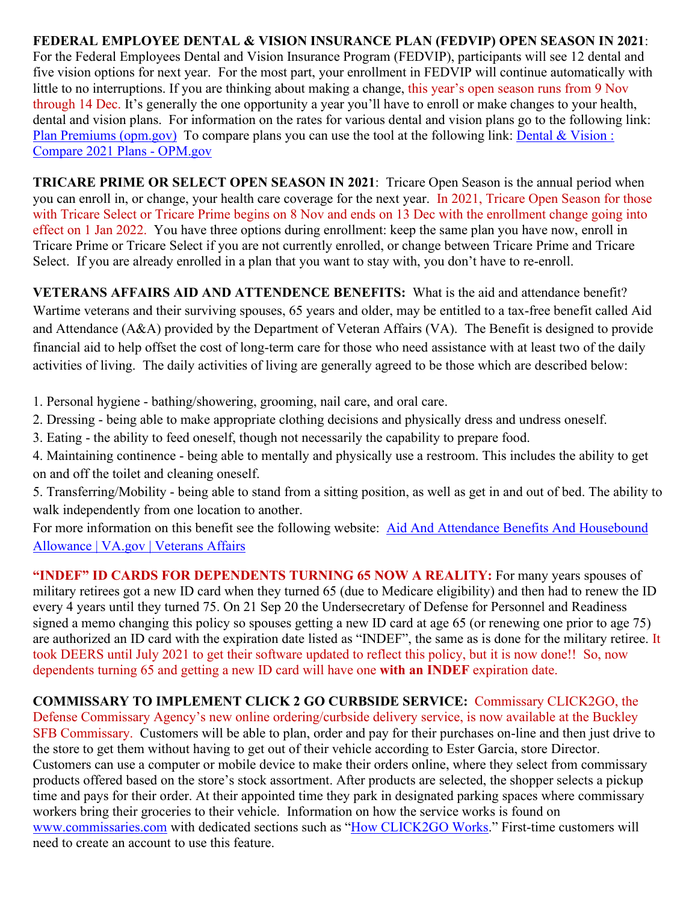**FEDERAL EMPLOYEE DENTAL & VISION INSURANCE PLAN (FEDVIP) OPEN SEASON IN 2021**: For the Federal Employees Dental and Vision Insurance Program (FEDVIP), participants will see 12 dental and five vision options for next year. For the most part, your enrollment in FEDVIP will continue automatically with little to no interruptions. If you are thinking about making a change, this year's open season runs from 9 Nov through 14 Dec. It's generally the one opportunity a year you'll have to enroll or make changes to your health, dental and vision plans. For information on the rates for various dental and vision plans go to the following link: [Plan Premiums (opm.gov)](Plan Premiums (opm.gov)) To compare plans you can use the tool at the following link: [Dental & Vision : Compare 2021 Plans - OPM.gov](Dental & Vision : Compare 2021 Plans - OPM.gov)

**TRICARE PRIME OR SELECT OPEN SEASON IN 2021**: Tricare Open Season is the annual period when you can enroll in, or change, your health care coverage for the next year. In 2021, Tricare Open Season for those with Tricare Select or Tricare Prime begins on 8 Nov and ends on 13 Dec with the enrollment change going into effect on 1 Jan 2022. You have three options during enrollment: keep the same plan you have now, enroll in Tricare Prime or Tricare Select if you are not currently enrolled, or change between Tricare Prime and Tricare Select. If you are already enrolled in a plan that you want to stay with, you don't have to re-enroll.

**VETERANS AFFAIRS AID AND ATTENDENCE BENEFITS:** What is the aid and attendance benefit? Wartime veterans and their surviving spouses, 65 years and older, may be entitled to a tax-free benefit called Aid and Attendance (A&A) provided by the Department of Veteran Affairs (VA). The Benefit is designed to provide financial aid to help offset the cost of long-term care for those who need assistance with at least two of the daily activities of living. The daily activities of living are generally agreed to be those which are described below:

1. Personal hygiene - bathing/showering, grooming, nail care, and oral care.
2. Dressing - being able to make appropriate clothing decisions and physically dress and undress oneself.
3. Eating - the ability to feed oneself, though not necessarily the capability to prepare food.
4. Maintaining continence - being able to mentally and physically use a restroom. This includes the ability to get on and off the toilet and cleaning oneself.
5. Transferring/Mobility - being able to stand from a sitting position, as well as get in and out of bed. The ability to walk independently from one location to another.

For more information on this benefit see the following website: [Aid And Attendance Benefits And Housebound Allowance | VA.gov | Veterans Affairs](Aid And Attendance Benefits And Housebound Allowance | VA.gov | Veterans Affairs)

**"INDEF" ID CARDS FOR DEPENDENTS TURNING 65 NOW A REALITY:** For many years spouses of military retirees got a new ID card when they turned 65 (due to Medicare eligibility) and then had to renew the ID every 4 years until they turned 75. On 21 Sep 20 the Undersecretary of Defense for Personnel and Readiness signed a memo changing this policy so spouses getting a new ID card at age 65 (or renewing one prior to age 75) are authorized an ID card with the expiration date listed as "INDEF", the same as is done for the military retiree. It took DEERS until July 2021 to get their software updated to reflect this policy, but it is now done!! So, now dependents turning 65 and getting a new ID card will have one **with an INDEF** expiration date.

**COMMISSARY TO IMPLEMENT CLICK 2 GO CURBSIDE SERVICE:** Commissary CLICK2GO, the Defense Commissary Agency's new online ordering/curbside delivery service, is now available at the Buckley SFB Commissary. Customers will be able to plan, order and pay for their purchases on-line and then just drive to the store to get them without having to get out of their vehicle according to Ester Garcia, store Director. Customers can use a computer or mobile device to make their orders online, where they select from commissary products offered based on the store's stock assortment. After products are selected, the shopper selects a pickup time and pays for their order. At their appointed time they park in designated parking spaces where commissary workers bring their groceries to their vehicle. Information on how the service works is found on [www.commissaries.com](www.commissaries.com) with dedicated sections such as "[How CLICK2GO Works](How CLICK2GO Works)." First-time customers will need to create an account to use this feature.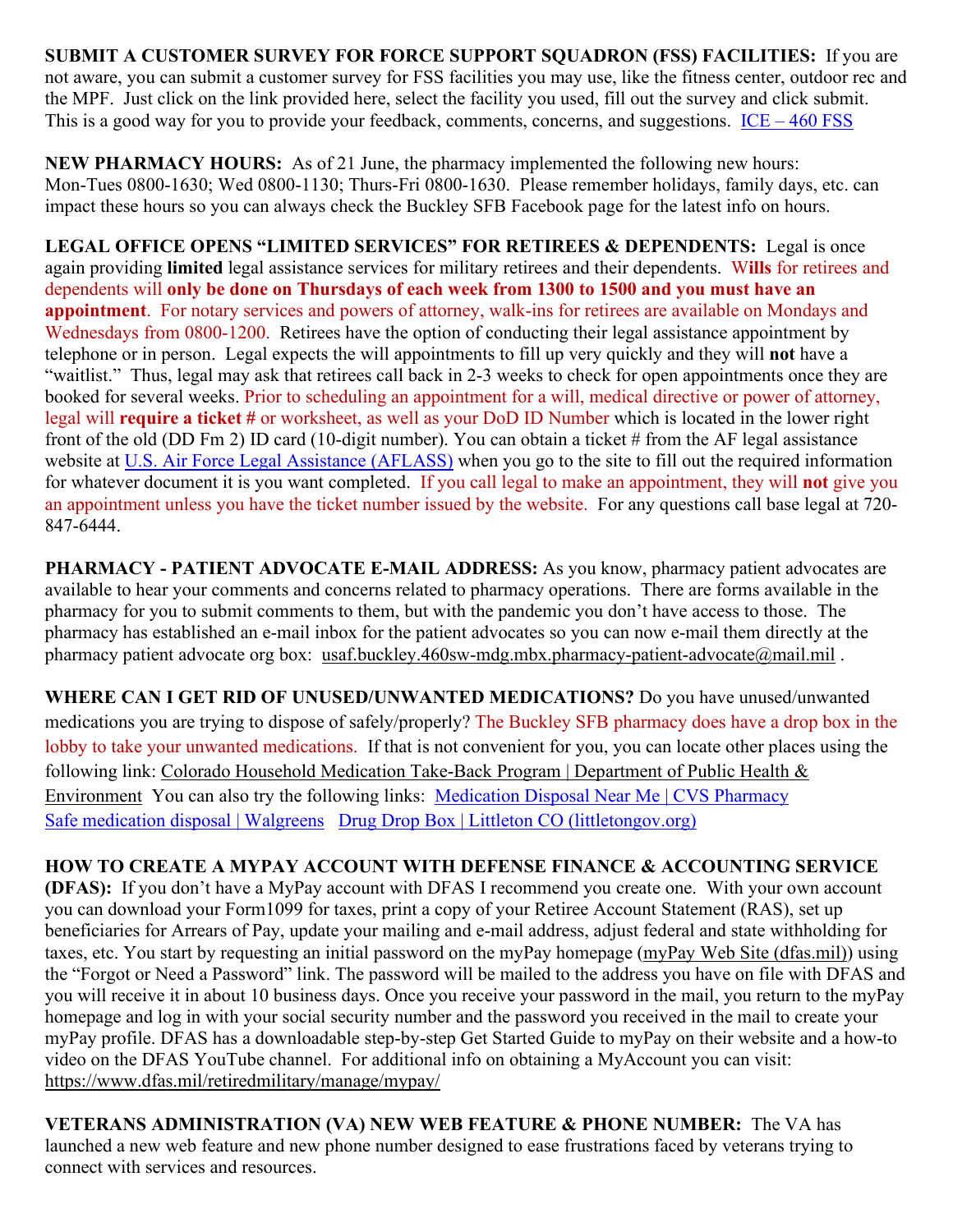**SUBMIT A CUSTOMER SURVEY FOR FORCE SUPPORT SQUADRON (FSS) FACILITIES:** If you are not aware, you can submit a customer survey for FSS facilities you may use, like the fitness center, outdoor rec and the MPF. Just click on the link provided here, select the facility you used, fill out the survey and click submit. This is a good way for you to provide your feedback, comments, concerns, and suggestions. ICE – 460 FSS

**NEW PHARMACY HOURS:** As of 21 June, the pharmacy implemented the following new hours: Mon-Tues 0800-1630; Wed 0800-1130; Thurs-Fri 0800-1630. Please remember holidays, family days, etc. can impact these hours so you can always check the Buckley SFB Facebook page for the latest info on hours.

**LEGAL OFFICE OPENS "LIMITED SERVICES" FOR RETIREES & DEPENDENTS:** Legal is once again providing **limited** legal assistance services for military retirees and their dependents. W**ills** for retirees and dependents will **only be done on Thursdays of each week from 1300 to 1500 and you must have an appointment**. For notary services and powers of attorney, walk-ins for retirees are available on Mondays and Wednesdays from 0800-1200. Retirees have the option of conducting their legal assistance appointment by telephone or in person. Legal expects the will appointments to fill up very quickly and they will **not** have a "waitlist." Thus, legal may ask that retirees call back in 2-3 weeks to check for open appointments once they are booked for several weeks. Prior to scheduling an appointment for a will, medical directive or power of attorney, legal will **require a ticket #** or worksheet, as well as your DoD ID Number which is located in the lower right front of the old (DD Fm 2) ID card (10-digit number). You can obtain a ticket # from the AF legal assistance website at U.S. Air Force Legal Assistance (AFLASS) when you go to the site to fill out the required information for whatever document it is you want completed. If you call legal to make an appointment, they will **not** give you an appointment unless you have the ticket number issued by the website. For any questions call base legal at 720-847-6444.

**PHARMACY - PATIENT ADVOCATE E-MAIL ADDRESS:** As you know, pharmacy patient advocates are available to hear your comments and concerns related to pharmacy operations. There are forms available in the pharmacy for you to submit comments to them, but with the pandemic you don't have access to those. The pharmacy has established an e-mail inbox for the patient advocates so you can now e-mail them directly at the pharmacy patient advocate org box: usaf.buckley.460sw-mdg.mbx.pharmacy-patient-advocate@mail.mil .

**WHERE CAN I GET RID OF UNUSED/UNWANTED MEDICATIONS?** Do you have unused/unwanted medications you are trying to dispose of safely/properly? The Buckley SFB pharmacy does have a drop box in the lobby to take your unwanted medications. If that is not convenient for you, you can locate other places using the following link: Colorado Household Medication Take-Back Program | Department of Public Health & Environment You can also try the following links: Medication Disposal Near Me | CVS Pharmacy Safe medication disposal | Walgreens Drug Drop Box | Littleton CO (littletongov.org)

**HOW TO CREATE A MYPAY ACCOUNT WITH DEFENSE FINANCE & ACCOUNTING SERVICE (DFAS):** If you don't have a MyPay account with DFAS I recommend you create one. With your own account you can download your Form1099 for taxes, print a copy of your Retiree Account Statement (RAS), set up beneficiaries for Arrears of Pay, update your mailing and e-mail address, adjust federal and state withholding for taxes, etc. You start by requesting an initial password on the myPay homepage (myPay Web Site (dfas.mil)) using the "Forgot or Need a Password" link. The password will be mailed to the address you have on file with DFAS and you will receive it in about 10 business days. Once you receive your password in the mail, you return to the myPay homepage and log in with your social security number and the password you received in the mail to create your myPay profile. DFAS has a downloadable step-by-step Get Started Guide to myPay on their website and a how-to video on the DFAS YouTube channel. For additional info on obtaining a MyAccount you can visit: https://www.dfas.mil/retiredmilitary/manage/mypay/

**VETERANS ADMINISTRATION (VA) NEW WEB FEATURE & PHONE NUMBER:** The VA has launched a new web feature and new phone number designed to ease frustrations faced by veterans trying to connect with services and resources.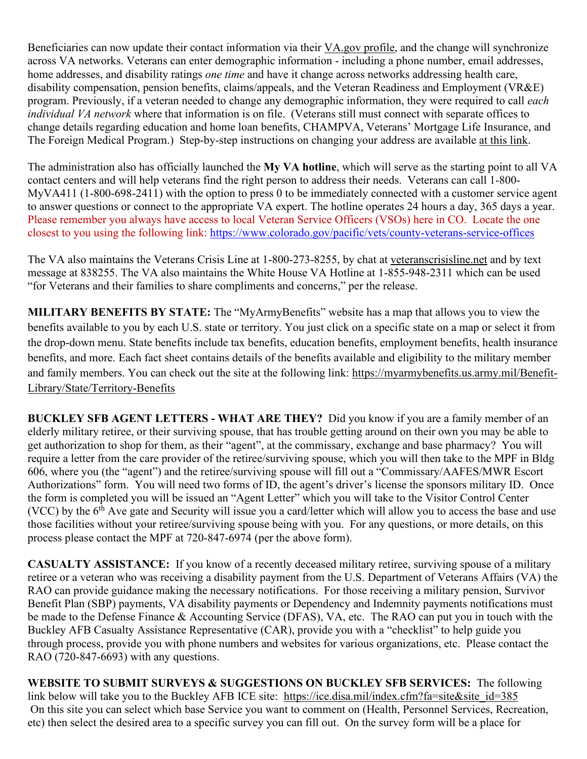Beneficiaries can now update their contact information via their VA.gov profile, and the change will synchronize across VA networks. Veterans can enter demographic information - including a phone number, email addresses, home addresses, and disability ratings *one time* and have it change across networks addressing health care, disability compensation, pension benefits, claims/appeals, and the Veteran Readiness and Employment (VR&E) program. Previously, if a veteran needed to change any demographic information, they were required to call *each individual VA network* where that information is on file. (Veterans still must connect with separate offices to change details regarding education and home loan benefits, CHAMPVA, Veterans' Mortgage Life Insurance, and The Foreign Medical Program.) Step-by-step instructions on changing your address are available at this link.

The administration also has officially launched the **My VA hotline**, which will serve as the starting point to all VA contact centers and will help veterans find the right person to address their needs. Veterans can call 1-800-MyVA411 (1-800-698-2411) with the option to press 0 to be immediately connected with a customer service agent to answer questions or connect to the appropriate VA expert. The hotline operates 24 hours a day, 365 days a year. Please remember you always have access to local Veteran Service Officers (VSOs) here in CO. Locate the one closest to you using the following link: https://www.colorado.gov/pacific/vets/county-veterans-service-offices

The VA also maintains the Veterans Crisis Line at 1-800-273-8255, by chat at veteranscrisisline.net and by text message at 838255. The VA also maintains the White House VA Hotline at 1-855-948-2311 which can be used "for Veterans and their families to share compliments and concerns," per the release.

**MILITARY BENEFITS BY STATE:** The "MyArmyBenefits" website has a map that allows you to view the benefits available to you by each U.S. state or territory. You just click on a specific state on a map or select it from the drop-down menu. State benefits include tax benefits, education benefits, employment benefits, health insurance benefits, and more. Each fact sheet contains details of the benefits available and eligibility to the military member and family members. You can check out the site at the following link: https://myarmybenefits.us.army.mil/Benefit-Library/State/Territory-Benefits

**BUCKLEY SFB AGENT LETTERS - WHAT ARE THEY?** Did you know if you are a family member of an elderly military retiree, or their surviving spouse, that has trouble getting around on their own you may be able to get authorization to shop for them, as their "agent", at the commissary, exchange and base pharmacy? You will require a letter from the care provider of the retiree/surviving spouse, which you will then take to the MPF in Bldg 606, where you (the "agent") and the retiree/surviving spouse will fill out a "Commissary/AAFES/MWR Escort Authorizations" form. You will need two forms of ID, the agent's driver's license the sponsors military ID. Once the form is completed you will be issued an "Agent Letter" which you will take to the Visitor Control Center (VCC) by the 6th Ave gate and Security will issue you a card/letter which will allow you to access the base and use those facilities without your retiree/surviving spouse being with you. For any questions, or more details, on this process please contact the MPF at 720-847-6974 (per the above form).

**CASUALTY ASSISTANCE:** If you know of a recently deceased military retiree, surviving spouse of a military retiree or a veteran who was receiving a disability payment from the U.S. Department of Veterans Affairs (VA) the RAO can provide guidance making the necessary notifications. For those receiving a military pension, Survivor Benefit Plan (SBP) payments, VA disability payments or Dependency and Indemnity payments notifications must be made to the Defense Finance & Accounting Service (DFAS), VA, etc. The RAO can put you in touch with the Buckley AFB Casualty Assistance Representative (CAR), provide you with a "checklist" to help guide you through process, provide you with phone numbers and websites for various organizations, etc. Please contact the RAO (720-847-6693) with any questions.

**WEBSITE TO SUBMIT SURVEYS & SUGGESTIONS ON BUCKLEY SFB SERVICES:** The following link below will take you to the Buckley AFB ICE site: https://ice.disa.mil/index.cfm?fa=site&site_id=385 On this site you can select which base Service you want to comment on (Health, Personnel Services, Recreation, etc) then select the desired area to a specific survey you can fill out. On the survey form will be a place for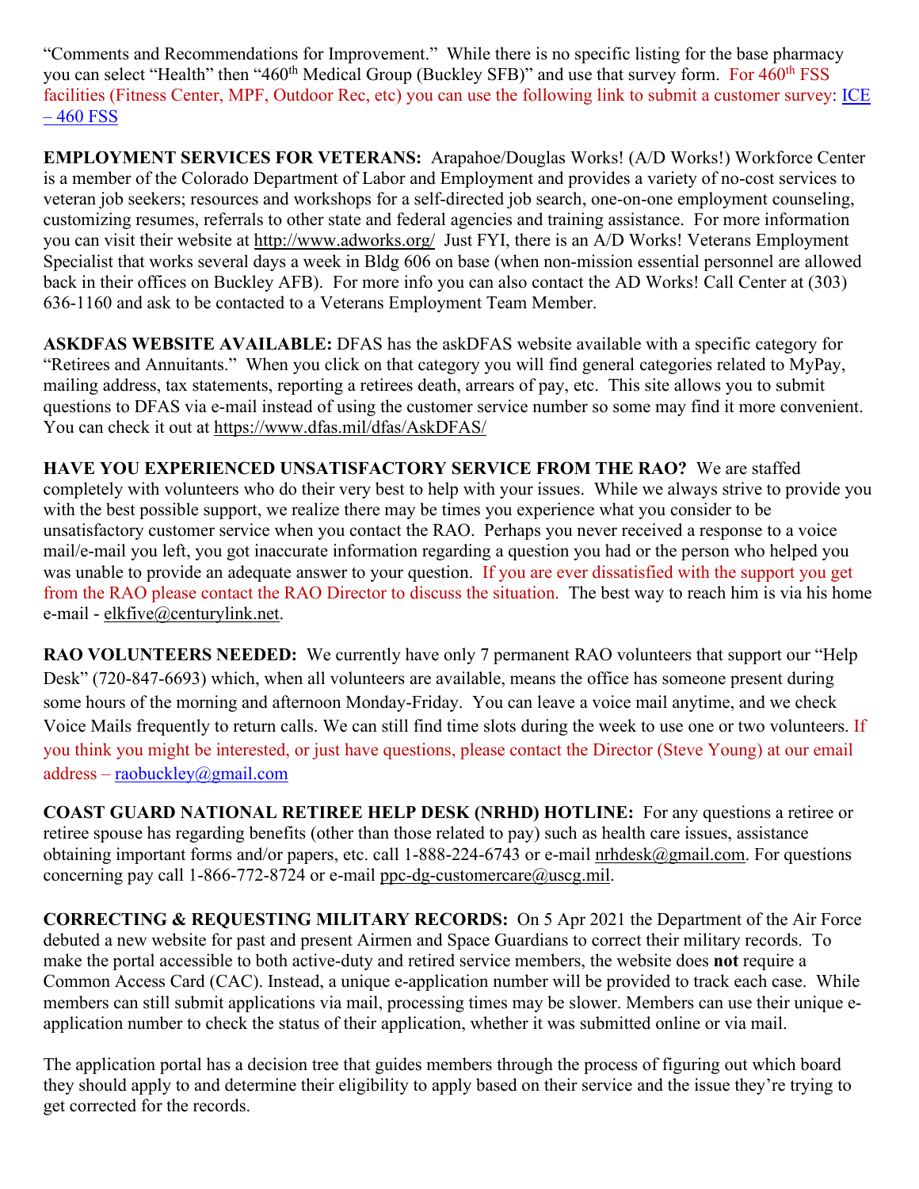"Comments and Recommendations for Improvement." While there is no specific listing for the base pharmacy you can select "Health" then "460th Medical Group (Buckley SFB)" and use that survey form. For 460th FSS facilities (Fitness Center, MPF, Outdoor Rec, etc) you can use the following link to submit a customer survey: ICE – 460 FSS

**EMPLOYMENT SERVICES FOR VETERANS:** Arapahoe/Douglas Works! (A/D Works!) Workforce Center is a member of the Colorado Department of Labor and Employment and provides a variety of no-cost services to veteran job seekers; resources and workshops for a self-directed job search, one-on-one employment counseling, customizing resumes, referrals to other state and federal agencies and training assistance. For more information you can visit their website at http://www.adworks.org/ Just FYI, there is an A/D Works! Veterans Employment Specialist that works several days a week in Bldg 606 on base (when non-mission essential personnel are allowed back in their offices on Buckley AFB). For more info you can also contact the AD Works! Call Center at (303) 636-1160 and ask to be contacted to a Veterans Employment Team Member.

**ASKDFAS WEBSITE AVAILABLE:** DFAS has the askDFAS website available with a specific category for "Retirees and Annuitants." When you click on that category you will find general categories related to MyPay, mailing address, tax statements, reporting a retirees death, arrears of pay, etc. This site allows you to submit questions to DFAS via e-mail instead of using the customer service number so some may find it more convenient. You can check it out at https://www.dfas.mil/dfas/AskDFAS/

**HAVE YOU EXPERIENCED UNSATISFACTORY SERVICE FROM THE RAO?** We are staffed completely with volunteers who do their very best to help with your issues. While we always strive to provide you with the best possible support, we realize there may be times you experience what you consider to be unsatisfactory customer service when you contact the RAO. Perhaps you never received a response to a voice mail/e-mail you left, you got inaccurate information regarding a question you had or the person who helped you was unable to provide an adequate answer to your question. If you are ever dissatisfied with the support you get from the RAO please contact the RAO Director to discuss the situation. The best way to reach him is via his home e-mail - elkfive@centurylink.net.

**RAO VOLUNTEERS NEEDED:** We currently have only 7 permanent RAO volunteers that support our "Help Desk" (720-847-6693) which, when all volunteers are available, means the office has someone present during some hours of the morning and afternoon Monday-Friday. You can leave a voice mail anytime, and we check Voice Mails frequently to return calls. We can still find time slots during the week to use one or two volunteers. If you think you might be interested, or just have questions, please contact the Director (Steve Young) at our email address – raobuckley@gmail.com

**COAST GUARD NATIONAL RETIREE HELP DESK (NRHD) HOTLINE:** For any questions a retiree or retiree spouse has regarding benefits (other than those related to pay) such as health care issues, assistance obtaining important forms and/or papers, etc. call 1-888-224-6743 or e-mail nrhdesk@gmail.com. For questions concerning pay call 1-866-772-8724 or e-mail ppc-dg-customercare@uscg.mil.

**CORRECTING & REQUESTING MILITARY RECORDS:** On 5 Apr 2021 the Department of the Air Force debuted a new website for past and present Airmen and Space Guardians to correct their military records. To make the portal accessible to both active-duty and retired service members, the website does **not** require a Common Access Card (CAC). Instead, a unique e-application number will be provided to track each case. While members can still submit applications via mail, processing times may be slower. Members can use their unique e-application number to check the status of their application, whether it was submitted online or via mail.

The application portal has a decision tree that guides members through the process of figuring out which board they should apply to and determine their eligibility to apply based on their service and the issue they're trying to get corrected for the records.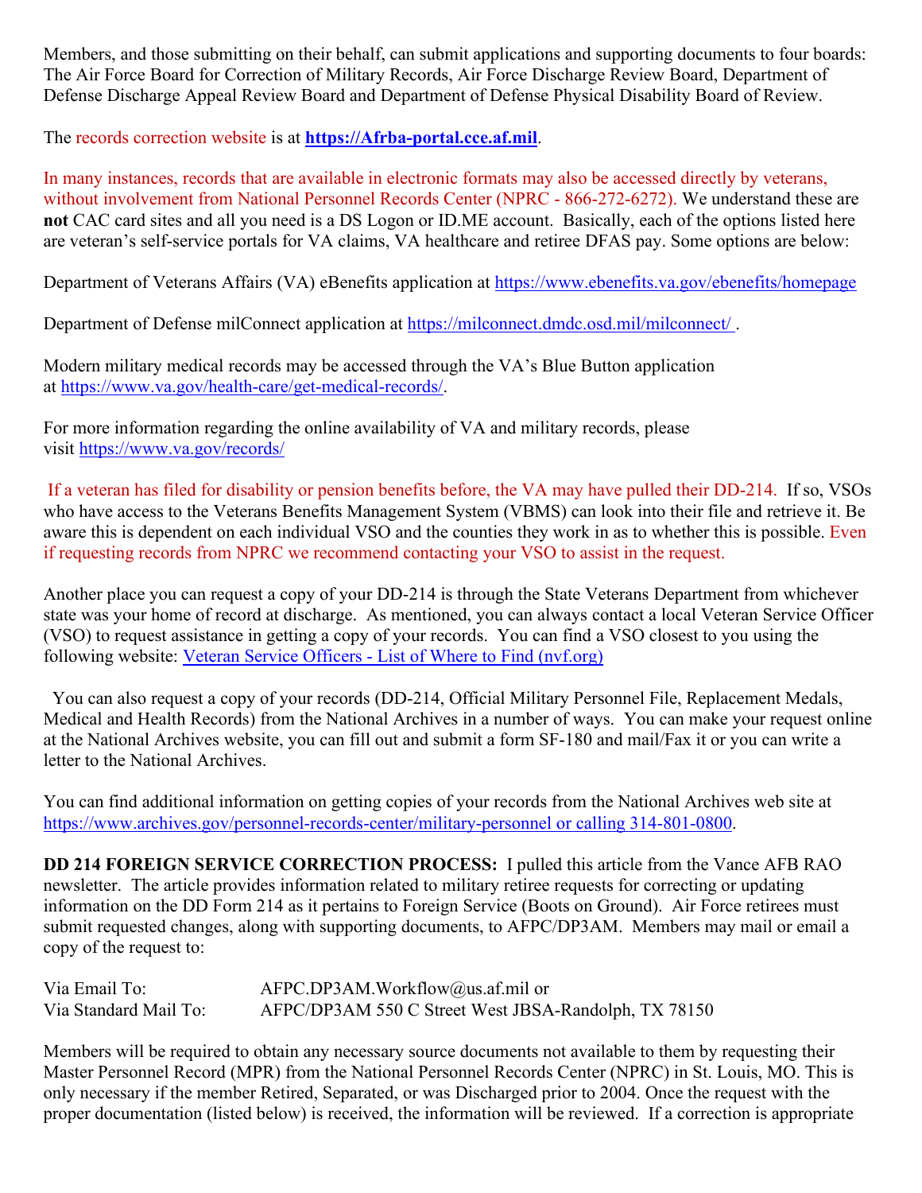Members, and those submitting on their behalf, can submit applications and supporting documents to four boards: The Air Force Board for Correction of Military Records, Air Force Discharge Review Board, Department of Defense Discharge Appeal Review Board and Department of Defense Physical Disability Board of Review.

The records correction website is at **https://Afrba-portal.cce.af.mil**.

In many instances, records that are available in electronic formats may also be accessed directly by veterans, without involvement from National Personnel Records Center (NPRC - 866-272-6272). We understand these are **not** CAC card sites and all you need is a DS Logon or ID.ME account. Basically, each of the options listed here are veteran's self-service portals for VA claims, VA healthcare and retiree DFAS pay. Some options are below:

Department of Veterans Affairs (VA) eBenefits application at https://www.ebenefits.va.gov/ebenefits/homepage

Department of Defense milConnect application at https://milconnect.dmdc.osd.mil/milconnect/ .

Modern military medical records may be accessed through the VA's Blue Button application at https://www.va.gov/health-care/get-medical-records/.

For more information regarding the online availability of VA and military records, please visit https://www.va.gov/records/

If a veteran has filed for disability or pension benefits before, the VA may have pulled their DD-214. If so, VSOs who have access to the Veterans Benefits Management System (VBMS) can look into their file and retrieve it. Be aware this is dependent on each individual VSO and the counties they work in as to whether this is possible. Even if requesting records from NPRC we recommend contacting your VSO to assist in the request.

Another place you can request a copy of your DD-214 is through the State Veterans Department from whichever state was your home of record at discharge. As mentioned, you can always contact a local Veteran Service Officer (VSO) to request assistance in getting a copy of your records. You can find a VSO closest to you using the following website: Veteran Service Officers - List of Where to Find (nvf.org)

You can also request a copy of your records (DD-214, Official Military Personnel File, Replacement Medals, Medical and Health Records) from the National Archives in a number of ways. You can make your request online at the National Archives website, you can fill out and submit a form SF-180 and mail/Fax it or you can write a letter to the National Archives.

You can find additional information on getting copies of your records from the National Archives web site at https://www.archives.gov/personnel-records-center/military-personnel or calling 314-801-0800.

**DD 214 FOREIGN SERVICE CORRECTION PROCESS:** I pulled this article from the Vance AFB RAO newsletter. The article provides information related to military retiree requests for correcting or updating information on the DD Form 214 as it pertains to Foreign Service (Boots on Ground). Air Force retirees must submit requested changes, along with supporting documents, to AFPC/DP3AM. Members may mail or email a copy of the request to:

Via Email To: AFPC.DP3AM.Workflow@us.af.mil or
Via Standard Mail To: AFPC/DP3AM 550 C Street West JBSA-Randolph, TX 78150

Members will be required to obtain any necessary source documents not available to them by requesting their Master Personnel Record (MPR) from the National Personnel Records Center (NPRC) in St. Louis, MO. This is only necessary if the member Retired, Separated, or was Discharged prior to 2004. Once the request with the proper documentation (listed below) is received, the information will be reviewed. If a correction is appropriate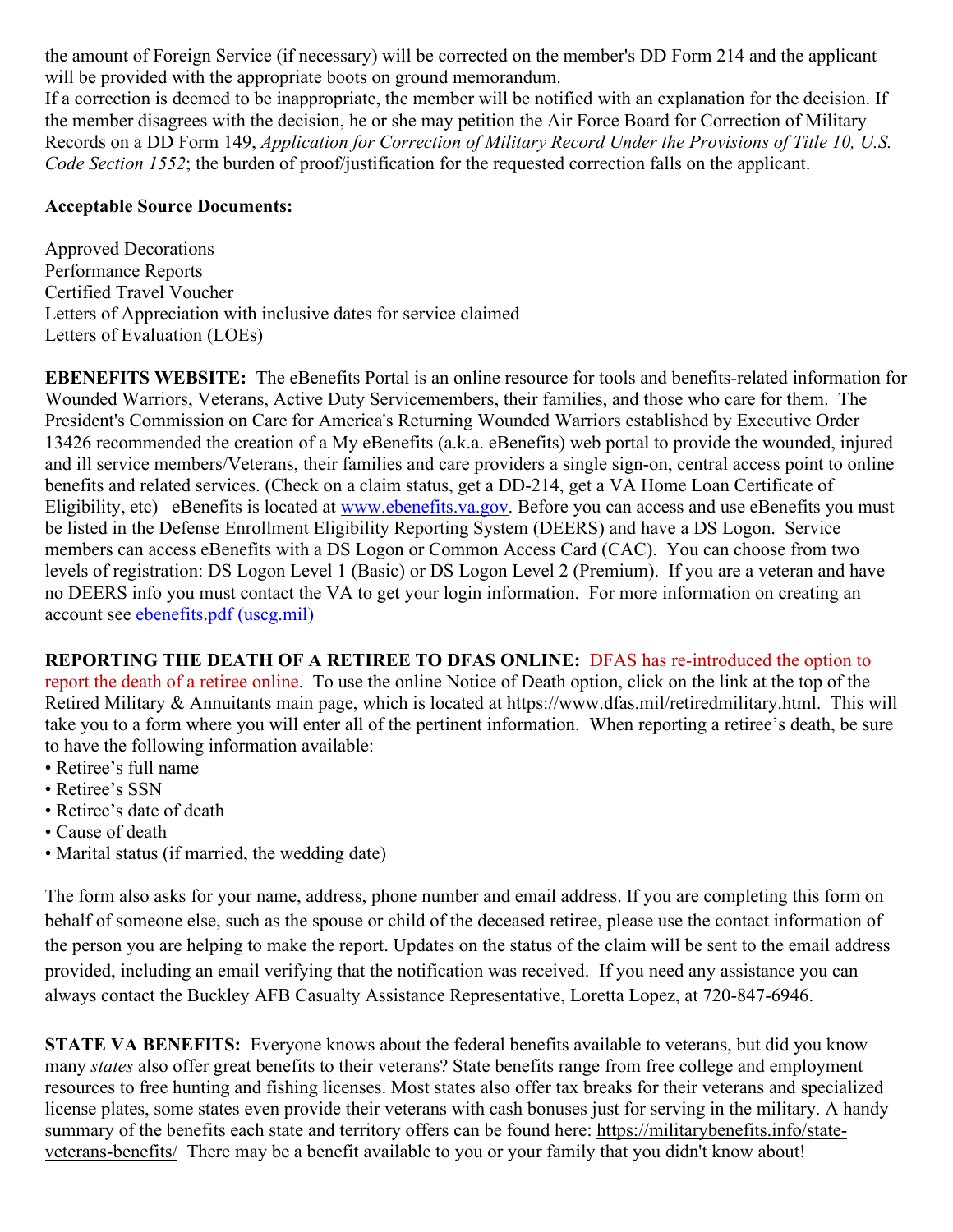the amount of Foreign Service (if necessary) will be corrected on the member's DD Form 214 and the applicant will be provided with the appropriate boots on ground memorandum.
If a correction is deemed to be inappropriate, the member will be notified with an explanation for the decision. If the member disagrees with the decision, he or she may petition the Air Force Board for Correction of Military Records on a DD Form 149, *Application for Correction of Military Record Under the Provisions of Title 10, U.S. Code Section 1552*; the burden of proof/justification for the requested correction falls on the applicant.

**Acceptable Source Documents:**

Approved Decorations
Performance Reports
Certified Travel Voucher
Letters of Appreciation with inclusive dates for service claimed
Letters of Evaluation (LOEs)

**EBENEFITS WEBSITE:** The eBenefits Portal is an online resource for tools and benefits-related information for Wounded Warriors, Veterans, Active Duty Servicemembers, their families, and those who care for them. The President's Commission on Care for America's Returning Wounded Warriors established by Executive Order 13426 recommended the creation of a My eBenefits (a.k.a. eBenefits) web portal to provide the wounded, injured and ill service members/Veterans, their families and care providers a single sign-on, central access point to online benefits and related services. (Check on a claim status, get a DD-214, get a VA Home Loan Certificate of Eligibility, etc) eBenefits is located at [www.ebenefits.va.gov](www.ebenefits.va.gov). Before you can access and use eBenefits you must be listed in the Defense Enrollment Eligibility Reporting System (DEERS) and have a DS Logon. Service members can access eBenefits with a DS Logon or Common Access Card (CAC). You can choose from two levels of registration: DS Logon Level 1 (Basic) or DS Logon Level 2 (Premium). If you are a veteran and have no DEERS info you must contact the VA to get your login information. For more information on creating an account see ebenefits.pdf (uscg.mil)

**REPORTING THE DEATH OF A RETIREE TO DFAS ONLINE:** DFAS has re-introduced the option to report the death of a retiree online. To use the online Notice of Death option, click on the link at the top of the Retired Military & Annuitants main page, which is located at https://www.dfas.mil/retiredmilitary.html. This will take you to a form where you will enter all of the pertinent information. When reporting a retiree's death, be sure to have the following information available:

- Retiree's full name
- Retiree's SSN
- Retiree's date of death
- Cause of death
- Marital status (if married, the wedding date)

The form also asks for your name, address, phone number and email address. If you are completing this form on behalf of someone else, such as the spouse or child of the deceased retiree, please use the contact information of the person you are helping to make the report. Updates on the status of the claim will be sent to the email address provided, including an email verifying that the notification was received. If you need any assistance you can always contact the Buckley AFB Casualty Assistance Representative, Loretta Lopez, at 720-847-6946.

**STATE VA BENEFITS:** Everyone knows about the federal benefits available to veterans, but did you know many *states* also offer great benefits to their veterans? State benefits range from free college and employment resources to free hunting and fishing licenses. Most states also offer tax breaks for their veterans and specialized license plates, some states even provide their veterans with cash bonuses just for serving in the military. A handy summary of the benefits each state and territory offers can be found here: https://militarybenefits.info/state-veterans-benefits/ There may be a benefit available to you or your family that you didn't know about!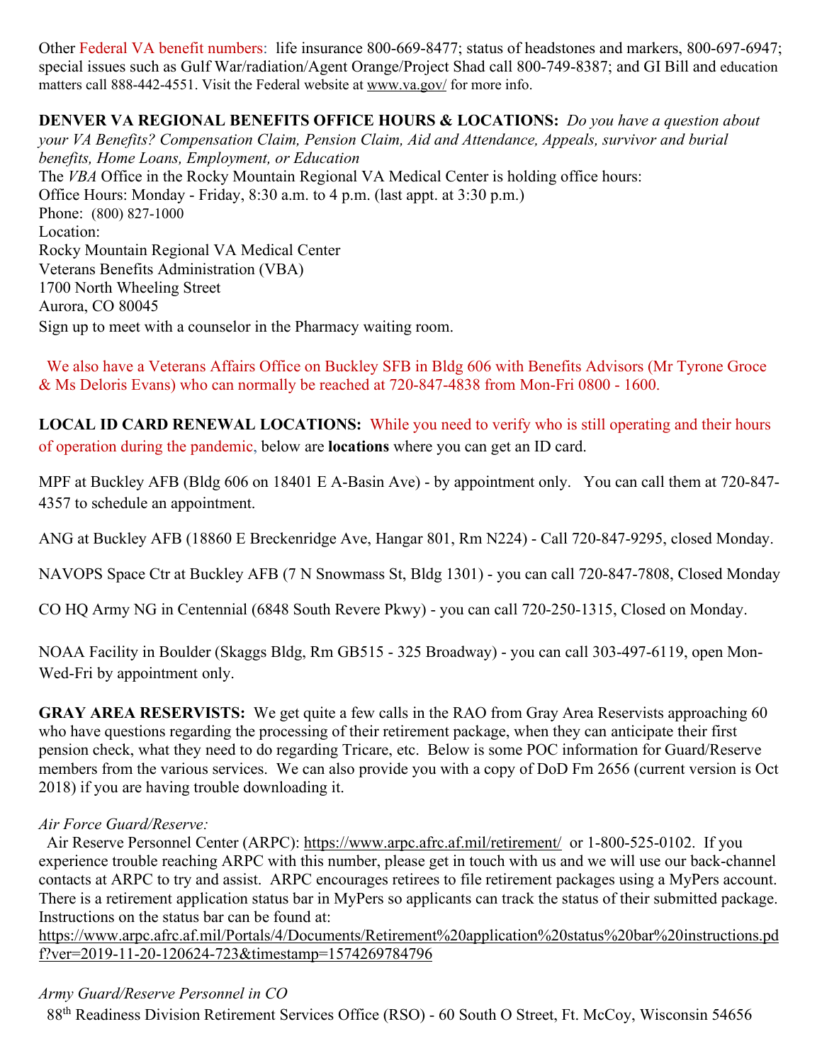Other Federal VA benefit numbers: life insurance 800-669-8477; status of headstones and markers, 800-697-6947; special issues such as Gulf War/radiation/Agent Orange/Project Shad call 800-749-8387; and GI Bill and education matters call 888-442-4551. Visit the Federal website at www.va.gov/ for more info.

**DENVER VA REGIONAL BENEFITS OFFICE HOURS & LOCATIONS:** *Do you have a question about your VA Benefits? Compensation Claim, Pension Claim, Aid and Attendance, Appeals, survivor and burial benefits, Home Loans, Employment, or Education*

The *VBA* Office in the Rocky Mountain Regional VA Medical Center is holding office hours:
Office Hours: Monday - Friday, 8:30 a.m. to 4 p.m. (last appt. at 3:30 p.m.)
Phone: (800) 827-1000
Location:
Rocky Mountain Regional VA Medical Center
Veterans Benefits Administration (VBA)
1700 North Wheeling Street
Aurora, CO 80045
Sign up to meet with a counselor in the Pharmacy waiting room.

We also have a Veterans Affairs Office on Buckley SFB in Bldg 606 with Benefits Advisors (Mr Tyrone Groce & Ms Deloris Evans) who can normally be reached at 720-847-4838 from Mon-Fri 0800 - 1600.

**LOCAL ID CARD RENEWAL LOCATIONS:** While you need to verify who is still operating and their hours of operation during the pandemic, below are **locations** where you can get an ID card.

MPF at Buckley AFB (Bldg 606 on 18401 E A-Basin Ave) - by appointment only. You can call them at 720-847-4357 to schedule an appointment.

ANG at Buckley AFB (18860 E Breckenridge Ave, Hangar 801, Rm N224) - Call 720-847-9295, closed Monday.

NAVOPS Space Ctr at Buckley AFB (7 N Snowmass St, Bldg 1301) - you can call 720-847-7808, Closed Monday

CO HQ Army NG in Centennial (6848 South Revere Pkwy) - you can call 720-250-1315, Closed on Monday.

NOAA Facility in Boulder (Skaggs Bldg, Rm GB515 - 325 Broadway) - you can call 303-497-6119, open Mon-Wed-Fri by appointment only.

**GRAY AREA RESERVISTS:** We get quite a few calls in the RAO from Gray Area Reservists approaching 60 who have questions regarding the processing of their retirement package, when they can anticipate their first pension check, what they need to do regarding Tricare, etc. Below is some POC information for Guard/Reserve members from the various services. We can also provide you with a copy of DoD Fm 2656 (current version is Oct 2018) if you are having trouble downloading it.

*Air Force Guard/Reserve:*

Air Reserve Personnel Center (ARPC): https://www.arpc.afrc.af.mil/retirement/ or 1-800-525-0102. If you experience trouble reaching ARPC with this number, please get in touch with us and we will use our back-channel contacts at ARPC to try and assist. ARPC encourages retirees to file retirement packages using a MyPers account. There is a retirement application status bar in MyPers so applicants can track the status of their submitted package. Instructions on the status bar can be found at:
https://www.arpc.afrc.af.mil/Portals/4/Documents/Retirement%20application%20status%20bar%20instructions.pdf?ver=2019-11-20-120624-723&timestamp=1574269784796

*Army Guard/Reserve Personnel in CO*

88th Readiness Division Retirement Services Office (RSO) - 60 South O Street, Ft. McCoy, Wisconsin 54656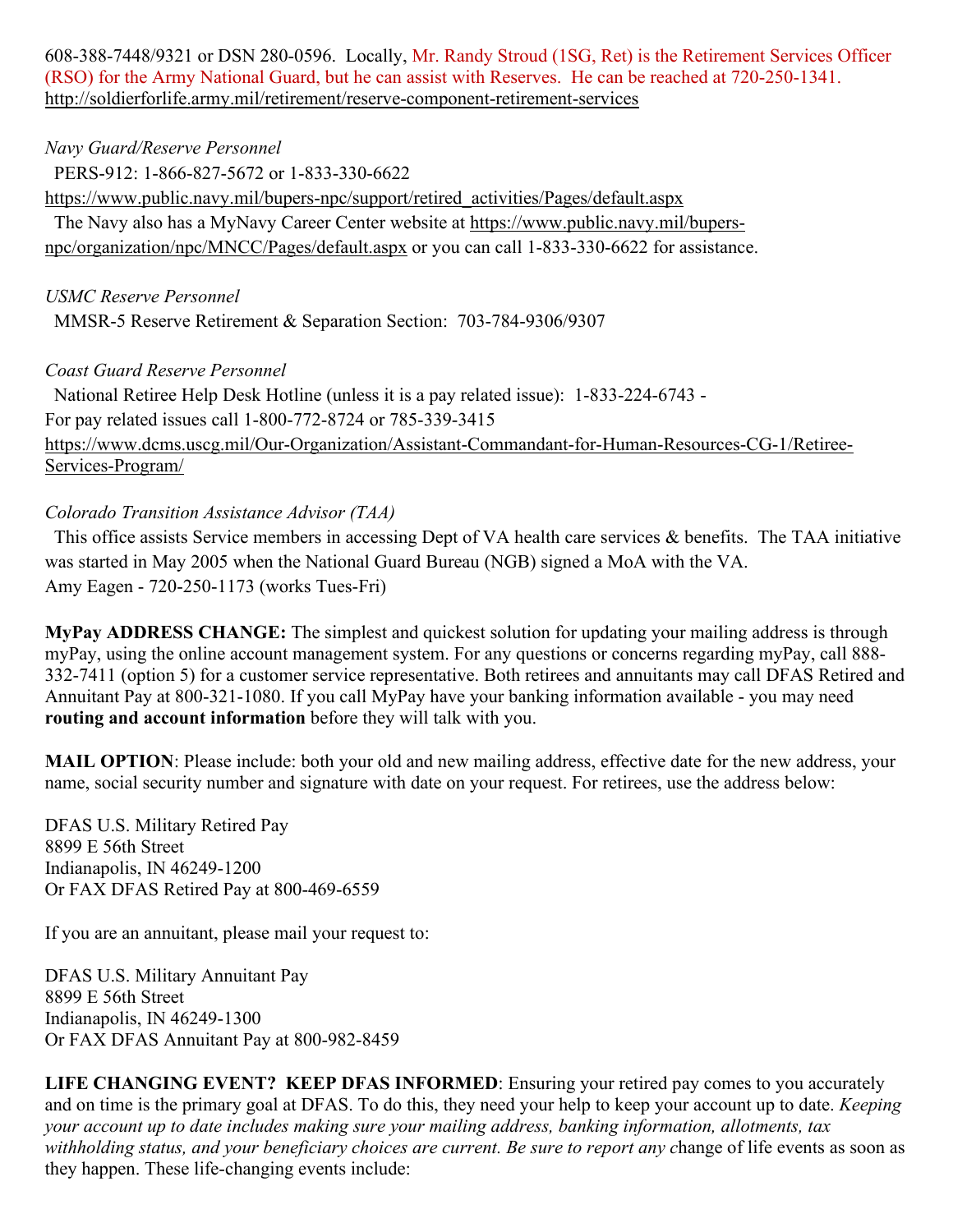608-388-7448/9321 or DSN 280-0596. Locally, Mr. Randy Stroud (1SG, Ret) is the Retirement Services Officer (RSO) for the Army National Guard, but he can assist with Reserves. He can be reached at 720-250-1341.
http://soldierforlife.army.mil/retirement/reserve-component-retirement-services

*Navy Guard/Reserve Personnel*
PERS-912: 1-866-827-5672 or 1-833-330-6622
https://www.public.navy.mil/bupers-npc/support/retired_activities/Pages/default.aspx
The Navy also has a MyNavy Career Center website at https://www.public.navy.mil/bupers-npc/organization/npc/MNCC/Pages/default.aspx or you can call 1-833-330-6622 for assistance.

*USMC Reserve Personnel*
MMSR-5 Reserve Retirement & Separation Section: 703-784-9306/9307

*Coast Guard Reserve Personnel*
National Retiree Help Desk Hotline (unless it is a pay related issue): 1-833-224-6743 -
For pay related issues call 1-800-772-8724 or 785-339-3415
https://www.dcms.uscg.mil/Our-Organization/Assistant-Commandant-for-Human-Resources-CG-1/Retiree-Services-Program/

*Colorado Transition Assistance Advisor (TAA)*
This office assists Service members in accessing Dept of VA health care services & benefits. The TAA initiative was started in May 2005 when the National Guard Bureau (NGB) signed a MoA with the VA.
Amy Eagen - 720-250-1173 (works Tues-Fri)

**MyPay ADDRESS CHANGE:** The simplest and quickest solution for updating your mailing address is through myPay, using the online account management system. For any questions or concerns regarding myPay, call 888-332-7411 (option 5) for a customer service representative. Both retirees and annuitants may call DFAS Retired and Annuitant Pay at 800-321-1080. If you call MyPay have your banking information available - you may need **routing and account information** before they will talk with you.

**MAIL OPTION**: Please include: both your old and new mailing address, effective date for the new address, your name, social security number and signature with date on your request. For retirees, use the address below:

DFAS U.S. Military Retired Pay
8899 E 56th Street
Indianapolis, IN 46249-1200
Or FAX DFAS Retired Pay at 800-469-6559

If you are an annuitant, please mail your request to:

DFAS U.S. Military Annuitant Pay
8899 E 56th Street
Indianapolis, IN 46249-1300
Or FAX DFAS Annuitant Pay at 800-982-8459

**LIFE CHANGING EVENT? KEEP DFAS INFORMED**: Ensuring your retired pay comes to you accurately and on time is the primary goal at DFAS. To do this, they need your help to keep your account up to date. *Keeping your account up to date includes making sure your mailing address, banking information, allotments, tax withholding status, and your beneficiary choices are current. Be sure to report any c*hange of life events as soon as they happen. These life-changing events include: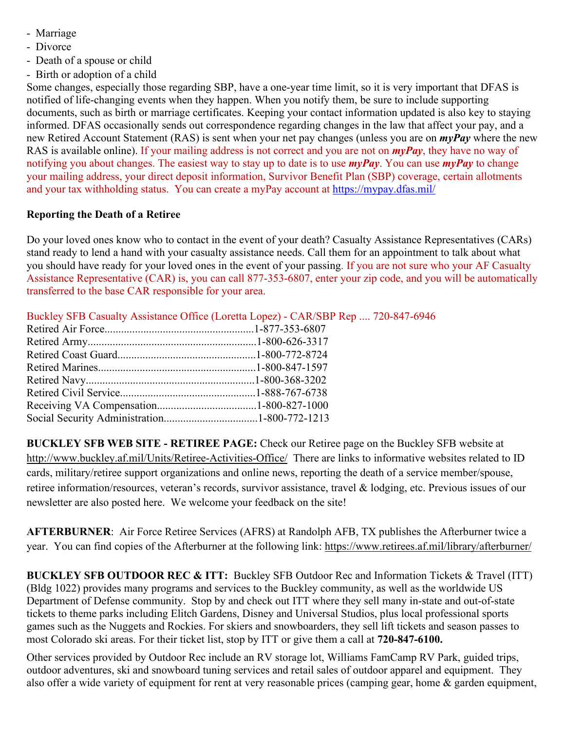- Marriage
- Divorce
- Death of a spouse or child
- Birth or adoption of a child

Some changes, especially those regarding SBP, have a one-year time limit, so it is very important that DFAS is notified of life-changing events when they happen. When you notify them, be sure to include supporting documents, such as birth or marriage certificates. Keeping your contact information updated is also key to staying informed. DFAS occasionally sends out correspondence regarding changes in the law that affect your pay, and a new Retired Account Statement (RAS) is sent when your net pay changes (unless you are on ***myPay*** where the new RAS is available online). If your mailing address is not correct and you are not on ***myPay***, they have no way of notifying you about changes. The easiest way to stay up to date is to use ***myPay***. You can use ***myPay*** to change your mailing address, your direct deposit information, Survivor Benefit Plan (SBP) coverage, certain allotments and your tax withholding status. You can create a myPay account at https://mypay.dfas.mil/

**Reporting the Death of a Retiree**

Do your loved ones know who to contact in the event of your death? Casualty Assistance Representatives (CARs) stand ready to lend a hand with your casualty assistance needs. Call them for an appointment to talk about what you should have ready for your loved ones in the event of your passing. If you are not sure who your AF Casualty Assistance Representative (CAR) is, you can call 877-353-6807, enter your zip code, and you will be automatically transferred to the base CAR responsible for your area.

Buckley SFB Casualty Assistance Office (Loretta Lopez) - CAR/SBP Rep .... 720-847-6946
Retired Air Force......................................................1-877-353-6807
Retired Army.............................................................1-800-626-3317
Retired Coast Guard..................................................1-800-772-8724
Retired Marines.........................................................1-800-847-1597
Retired Navy.............................................................1-800-368-3202
Retired Civil Service.................................................1-888-767-6738
Receiving VA Compensation....................................1-800-827-1000
Social Security Administration..................................1-800-772-1213

**BUCKLEY SFB WEB SITE - RETIREE PAGE:** Check our Retiree page on the Buckley SFB website at http://www.buckley.af.mil/Units/Retiree-Activities-Office/ There are links to informative websites related to ID cards, military/retiree support organizations and online news, reporting the death of a service member/spouse, retiree information/resources, veteran's records, survivor assistance, travel & lodging, etc. Previous issues of our newsletter are also posted here. We welcome your feedback on the site!

**AFTERBURNER**: Air Force Retiree Services (AFRS) at Randolph AFB, TX publishes the Afterburner twice a year. You can find copies of the Afterburner at the following link: https://www.retirees.af.mil/library/afterburner/

**BUCKLEY SFB OUTDOOR REC & ITT:** Buckley SFB Outdoor Rec and Information Tickets & Travel (ITT) (Bldg 1022) provides many programs and services to the Buckley community, as well as the worldwide US Department of Defense community. Stop by and check out ITT where they sell many in-state and out-of-state tickets to theme parks including Elitch Gardens, Disney and Universal Studios, plus local professional sports games such as the Nuggets and Rockies. For skiers and snowboarders, they sell lift tickets and season passes to most Colorado ski areas. For their ticket list, stop by ITT or give them a call at **720-847-6100.**

Other services provided by Outdoor Rec include an RV storage lot, Williams FamCamp RV Park, guided trips, outdoor adventures, ski and snowboard tuning services and retail sales of outdoor apparel and equipment. They also offer a wide variety of equipment for rent at very reasonable prices (camping gear, home & garden equipment,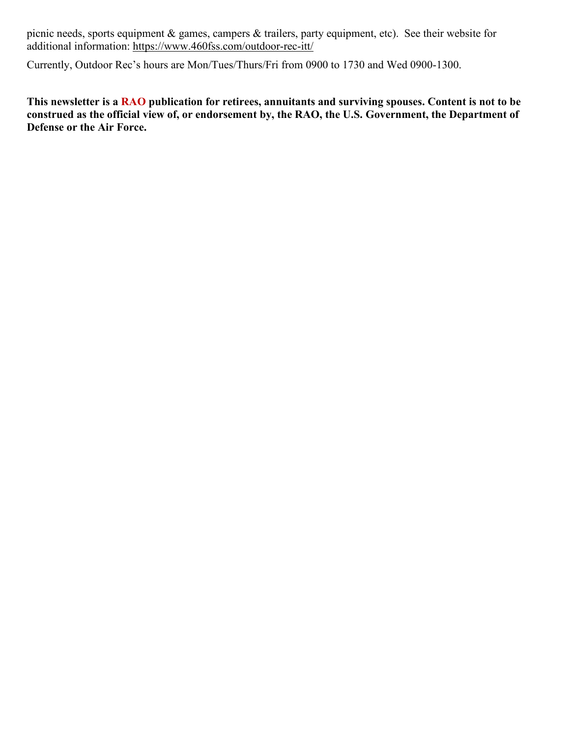picnic needs, sports equipment & games, campers & trailers, party equipment, etc). See their website for additional information: https://www.460fss.com/outdoor-rec-itt/

Currently, Outdoor Rec's hours are Mon/Tues/Thurs/Fri from 0900 to 1730 and Wed 0900-1300.

**This newsletter is a RAO publication for retirees, annuitants and surviving spouses. Content is not to be construed as the official view of, or endorsement by, the RAO, the U.S. Government, the Department of Defense or the Air Force.**